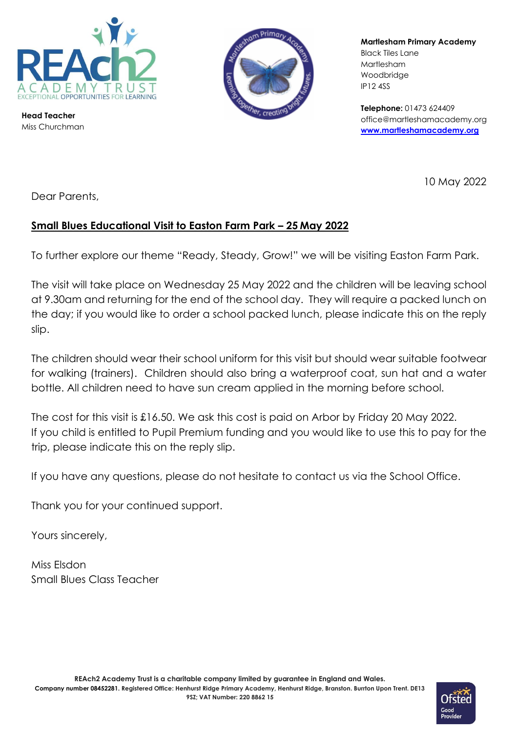**Head Teacher**
Miss Churchman

**Martlesham Primary Academy**
Black Tiles Lane
Martlesham
Woodbridge
IP12 4SS

**Telephone:** 01473 624409
office@martleshamacademy.org
**www.martleshamacademy.org**

10 May 2022

Dear Parents,

**Small Blues Educational Visit to Easton Farm Park – 25 May 2022**

To further explore our theme "Ready, Steady, Grow!" we will be visiting Easton Farm Park.

The visit will take place on Wednesday 25 May 2022 and the children will be leaving school at 9.30am and returning for the end of the school day. They will require a packed lunch on the day; if you would like to order a school packed lunch, please indicate this on the reply slip.

The children should wear their school uniform for this visit but should wear suitable footwear for walking (trainers). Children should also bring a waterproof coat, sun hat and a water bottle. All children need to have sun cream applied in the morning before school.

The cost for this visit is £16.50. We ask this cost is paid on Arbor by Friday 20 May 2022.
If you child is entitled to Pupil Premium funding and you would like to use this to pay for the trip, please indicate this on the reply slip.

If you have any questions, please do not hesitate to contact us via the School Office.

Thank you for your continued support.

Yours sincerely,

Miss Elsdon
Small Blues Class Teacher

**REAch2 Academy Trust is a charitable company limited by guarantee in England and Wales.**
**Company number 08452281. Registered Office: Henhurst Ridge Primary Academy, Henhurst Ridge, Branston. Burrton Upon Trent. DE13 9SZ; VAT Number: 220 8862 15**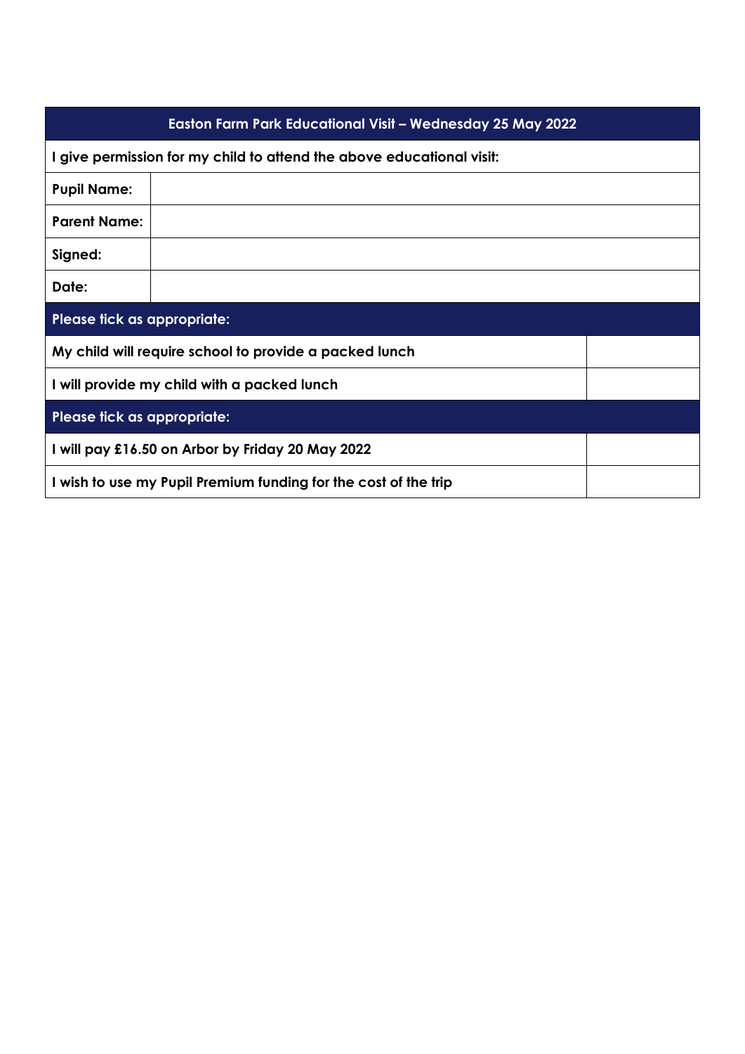| Easton Farm Park Educational Visit – Wednesday 25 May 2022 | |
|---|---|
| **I give permission for my child to attend the above educational visit:** | |
| **Pupil Name:** | |
| **Parent Name:** | |
| **Signed:** | |
| **Date:** | |
| **Please tick as appropriate:** | |
| **My child will require school to provide a packed lunch** | |
| **I will provide my child with a packed lunch** | |
| **Please tick as appropriate:** | |
| **I will pay £16.50 on Arbor by Friday 20 May 2022** | |
| **I wish to use my Pupil Premium funding for the cost of the trip** | |